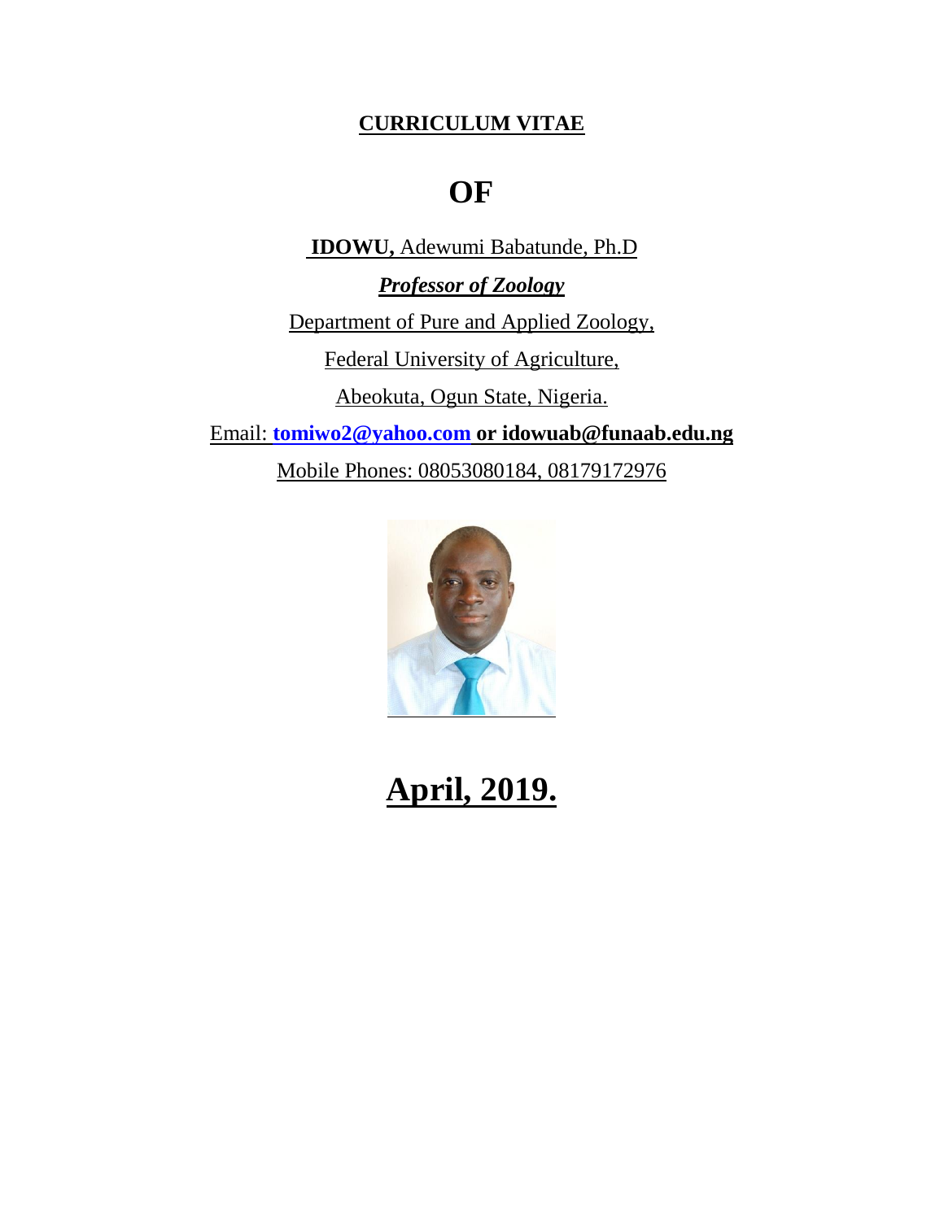**CURRICULUM VITAE**

# OF

**IDOWU,** Adewumi Babatunde, Ph.D

***Professor of Zoology***

Department of Pure and Applied Zoology,

Federal University of Agriculture,

Abeokuta, Ogun State, Nigeria.

Email: **tomiwo2@yahoo.com or idowuab@funaab.edu.ng**

Mobile Phones: 08053080184, 08179172976

# April, 2019.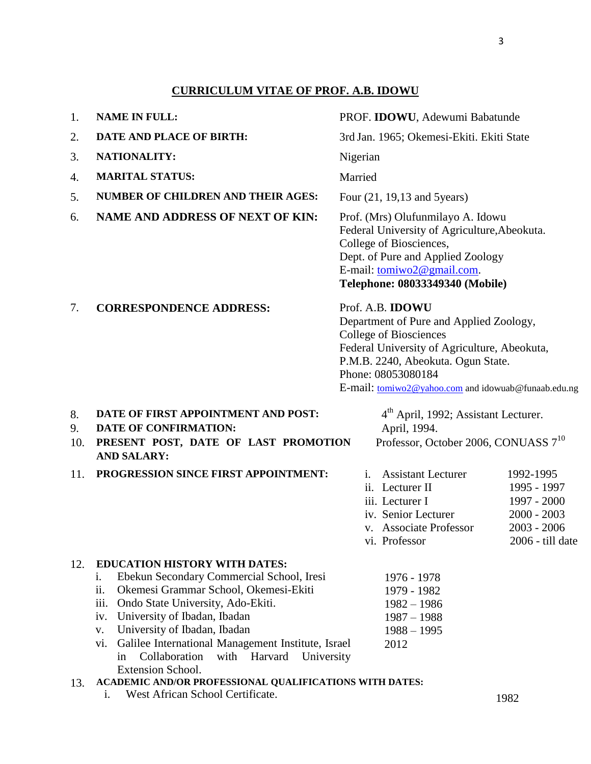## CURRICULUM VITAE OF PROF. A.B. IDOWU

1. **NAME IN FULL:** PROF. **IDOWU**, Adewumi Babatunde
2. **DATE AND PLACE OF BIRTH:** 3rd Jan. 1965; Okemesi-Ekiti. Ekiti State
3. **NATIONALITY:** Nigerian
4. **MARITAL STATUS:** Married
5. **NUMBER OF CHILDREN AND THEIR AGES:** Four (21, 19,13 and 5years)
6. **NAME AND ADDRESS OF NEXT OF KIN:**
   Prof. (Mrs) Olufunmilayo A. Idowu
   Federal University of Agriculture,Abeokuta.
   College of Biosciences,
   Dept. of Pure and Applied Zoology
   E-mail: tomiwo2@gmail.com.
   **Telephone: 08033349340 (Mobile)**
7. **CORRESPONDENCE ADDRESS:**
   Prof. A.B. **IDOWU**
   Department of Pure and Applied Zoology,
   College of Biosciences
   Federal University of Agriculture, Abeokuta,
   P.M.B. 2240, Abeokuta. Ogun State.
   Phone: 08053080184
   E-mail: tomiwo2@yahoo.com and idowuab@funaab.edu.ng
8. **DATE OF FIRST APPOINTMENT AND POST:** 4th April, 1992; Assistant Lecturer.
9. **DATE OF CONFIRMATION:** April, 1994.
10. **PRESENT POST, DATE OF LAST PROMOTION AND SALARY:** Professor, October 2006, CONUASS $7^{10}$
11. **PROGRESSION SINCE FIRST APPOINTMENT:**
    i. Assistant Lecturer 1992-1995
    ii. Lecturer II 1995 - 1997
    iii. Lecturer I 1997 - 2000
    iv. Senior Lecturer 2000 - 2003
    v. Associate Professor 2003 - 2006
    vi. Professor 2006 - till date
12. **EDUCATION HISTORY WITH DATES:**
    i. Ebekun Secondary Commercial School, Iresi 1976 - 1978
    ii. Okemesi Grammar School, Okemesi-Ekiti 1979 - 1982
    iii. Ondo State University, Ado-Ekiti. 1982 – 1986
    iv. University of Ibadan, Ibadan 1987 – 1988
    v. University of Ibadan, Ibadan 1988 – 1995
    vi. Galilee International Management Institute, Israel in Collaboration with Harvard University Extension School. 2012
13. **ACADEMIC AND/OR PROFESSIONAL QUALIFICATIONS WITH DATES:**
    i. West African School Certificate. 1982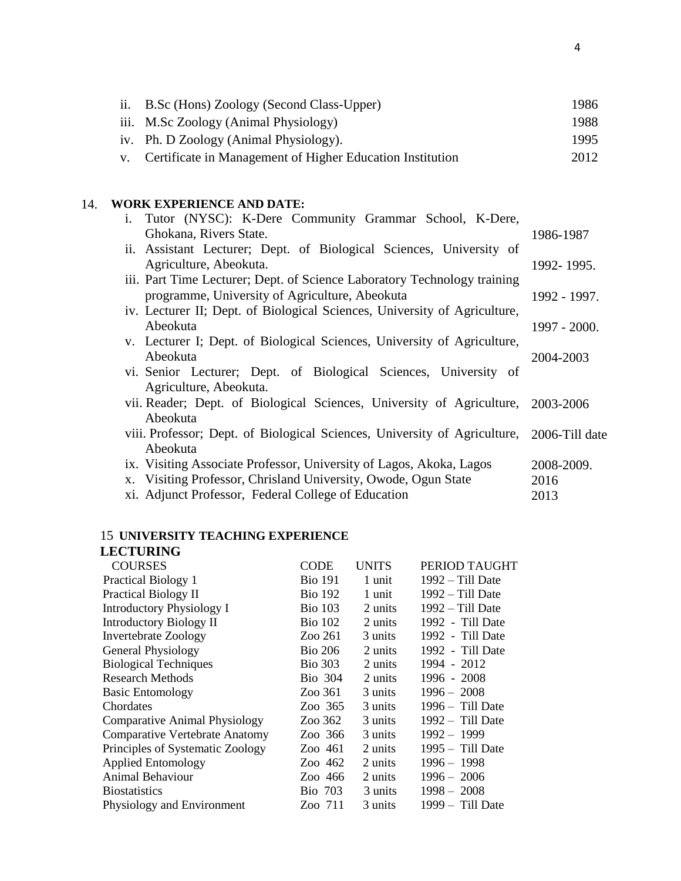ii. B.Sc (Hons) Zoology (Second Class-Upper) 1986

iii. M.Sc Zoology (Animal Physiology) 1988

iv. Ph. D Zoology (Animal Physiology). 1995

v. Certificate in Management of Higher Education Institution 2012

## 14. WORK EXPERIENCE AND DATE:

| | |
|---|---|
| i. Tutor (NYSC): K-Dere Community Grammar School, K-Dere, Ghokana, Rivers State. | 1986-1987 |
| ii. Assistant Lecturer; Dept. of Biological Sciences, University of Agriculture, Abeokuta. | 1992- 1995. |
| iii. Part Time Lecturer; Dept. of Science Laboratory Technology training programme, University of Agriculture, Abeokuta | 1992 - 1997. |
| iv. Lecturer II; Dept. of Biological Sciences, University of Agriculture, Abeokuta | 1997 - 2000. |
| v. Lecturer I; Dept. of Biological Sciences, University of Agriculture, Abeokuta | 2004-2003 |
| vi. Senior Lecturer; Dept. of Biological Sciences, University of Agriculture, Abeokuta. | |
| vii. Reader; Dept. of Biological Sciences, University of Agriculture, Abeokuta | 2003-2006 |
| viii. Professor; Dept. of Biological Sciences, University of Agriculture, Abeokuta | 2006-Till date |
| ix. Visiting Associate Professor, University of Lagos, Akoka, Lagos | 2008-2009. |
| x. Visiting Professor, Chrisland University, Owode, Ogun State | 2016 |
| xi. Adjunct Professor, Federal College of Education | 2013 |

## 15 UNIVERSITY TEACHING EXPERIENCE

### LECTURING

| COURSES | CODE | UNITS | PERIOD TAUGHT |
|---|---|---|---|
| Practical Biology 1 | Bio 191 | 1 unit | 1992 – Till Date |
| Practical Biology II | Bio 192 | 1 unit | 1992 – Till Date |
| Introductory Physiology I | Bio 103 | 2 units | 1992 – Till Date |
| Introductory Biology II | Bio 102 | 2 units | 1992 - Till Date |
| Invertebrate Zoology | Zoo 261 | 3 units | 1992 - Till Date |
| General Physiology | Bio 206 | 2 units | 1992 - Till Date |
| Biological Techniques | Bio 303 | 2 units | 1994 - 2012 |
| Research Methods | Bio 304 | 2 units | 1996 - 2008 |
| Basic Entomology | Zoo 361 | 3 units | 1996 – 2008 |
| Chordates | Zoo 365 | 3 units | 1996 – Till Date |
| Comparative Animal Physiology | Zoo 362 | 3 units | 1992 – Till Date |
| Comparative Vertebrate Anatomy | Zoo 366 | 3 units | 1992 – 1999 |
| Principles of Systematic Zoology | Zoo 461 | 2 units | 1995 – Till Date |
| Applied Entomology | Zoo 462 | 2 units | 1996 – 1998 |
| Animal Behaviour | Zoo 466 | 2 units | 1996 – 2006 |
| Biostatistics | Bio 703 | 3 units | 1998 – 2008 |
| Physiology and Environment | Zoo 711 | 3 units | 1999 – Till Date |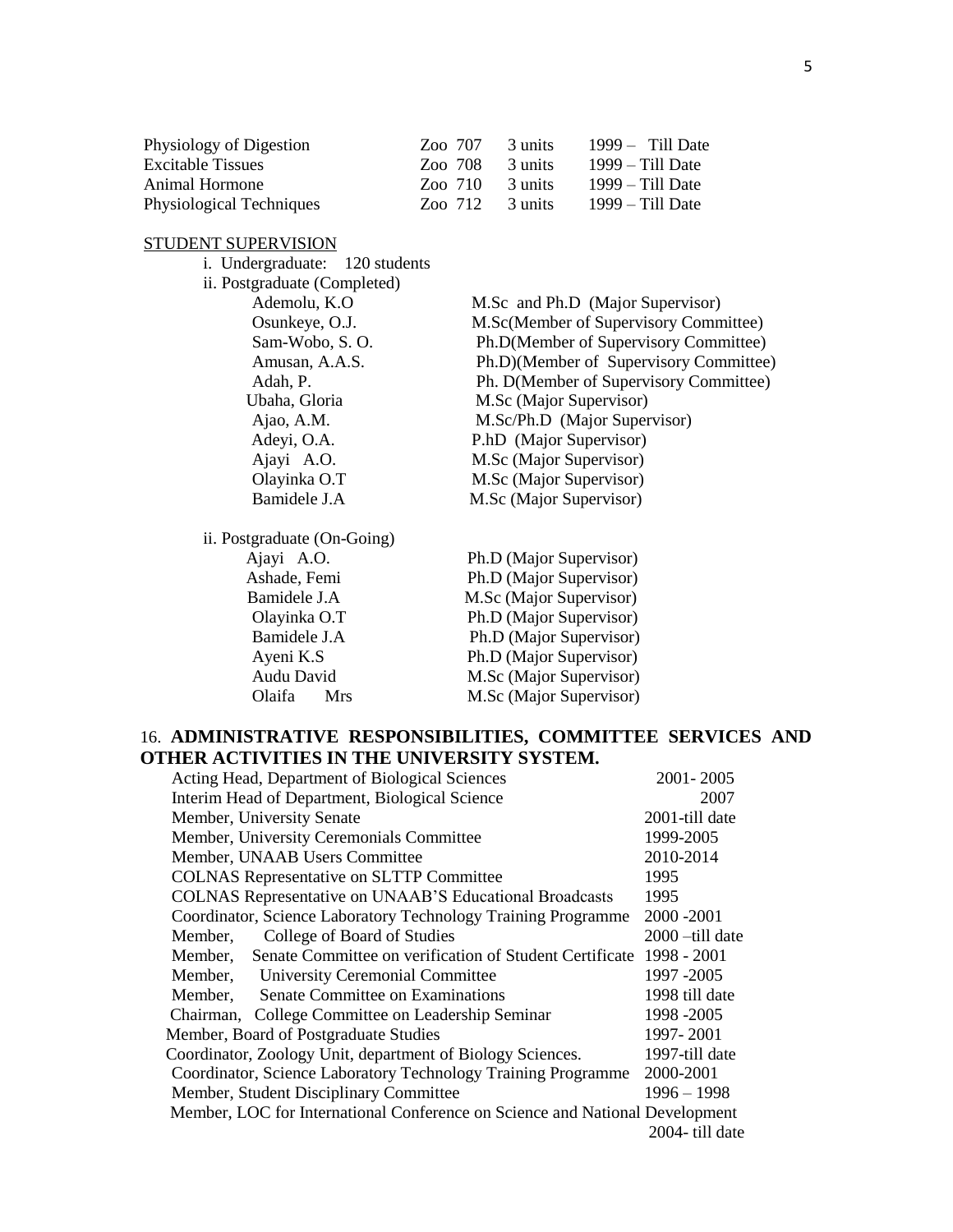| | | | |
|---|---|---|---|
| Physiology of Digestion | Zoo 707 | 3 units | 1999 – Till Date |
| Excitable Tissues | Zoo 708 | 3 units | 1999 – Till Date |
| Animal Hormone | Zoo 710 | 3 units | 1999 – Till Date |
| Physiological Techniques | Zoo 712 | 3 units | 1999 – Till Date |

STUDENT SUPERVISION

i. Undergraduate: 120 students

ii. Postgraduate (Completed)

| | |
|---|---|
| Ademolu, K.O | M.Sc and Ph.D (Major Supervisor) |
| Osunkeye, O.J. | M.Sc(Member of Supervisory Committee) |
| Sam-Wobo, S. O. | Ph.D(Member of Supervisory Committee) |
| Amusan, A.A.S. | Ph.D)(Member of Supervisory Committee) |
| Adah, P. | Ph. D(Member of Supervisory Committee) |
| Ubaha, Gloria | M.Sc (Major Supervisor) |
| Ajao, A.M. | M.Sc/Ph.D (Major Supervisor) |
| Adeyi, O.A. | P.hD (Major Supervisor) |
| Ajayi A.O. | M.Sc (Major Supervisor) |
| Olayinka O.T | M.Sc (Major Supervisor) |
| Bamidele J.A | M.Sc (Major Supervisor) |

ii. Postgraduate (On-Going)

| | |
|---|---|
| Ajayi A.O. | Ph.D (Major Supervisor) |
| Ashade, Femi | Ph.D (Major Supervisor) |
| Bamidele J.A | M.Sc (Major Supervisor) |
| Olayinka O.T | Ph.D (Major Supervisor) |
| Bamidele J.A | Ph.D (Major Supervisor) |
| Ayeni K.S | Ph.D (Major Supervisor) |
| Audu David | M.Sc (Major Supervisor) |
| Olaifa Mrs | M.Sc (Major Supervisor) |

## 16. ADMINISTRATIVE RESPONSIBILITIES, COMMITTEE SERVICES AND OTHER ACTIVITIES IN THE UNIVERSITY SYSTEM.

| | |
|---|---|
| Acting Head, Department of Biological Sciences | 2001- 2005 |
| Interim Head of Department, Biological Science | 2007 |
| Member, University Senate | 2001-till date |
| Member, University Ceremonials Committee | 1999-2005 |
| Member, UNAAB Users Committee | 2010-2014 |
| COLNAS Representative on SLTTP Committee | 1995 |
| COLNAS Representative on UNAAB'S Educational Broadcasts | 1995 |
| Coordinator, Science Laboratory Technology Training Programme | 2000 -2001 |
| Member, College of Board of Studies | 2000 –till date |
| Member, Senate Committee on verification of Student Certificate | 1998 - 2001 |
| Member, University Ceremonial Committee | 1997 -2005 |
| Member, Senate Committee on Examinations | 1998 till date |
| Chairman, College Committee on Leadership Seminar | 1998 -2005 |
| Member, Board of Postgraduate Studies | 1997- 2001 |
| Coordinator, Zoology Unit, department of Biology Sciences. | 1997-till date |
| Coordinator, Science Laboratory Technology Training Programme | 2000-2001 |
| Member, Student Disciplinary Committee | 1996 – 1998 |
| Member, LOC for International Conference on Science and National Development | 2004- till date |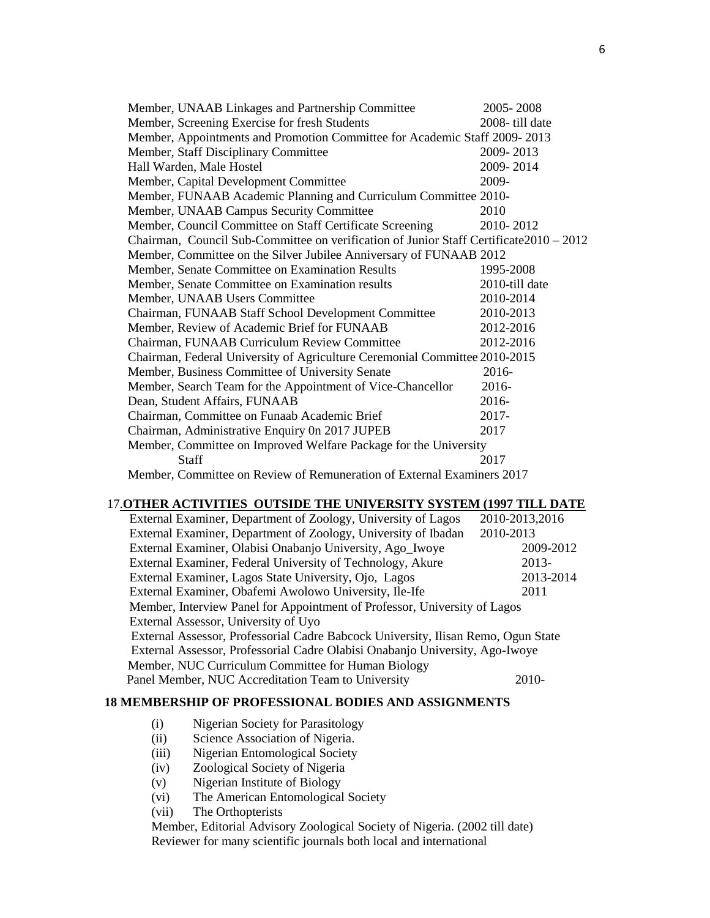| | |
|---|---|
| Member, UNAAB Linkages and Partnership Committee | 2005- 2008 |
| Member, Screening Exercise for fresh Students | 2008- till date |
| Member, Appointments and Promotion Committee for Academic Staff | 2009- 2013 |
| Member, Staff Disciplinary Committee | 2009- 2013 |
| Hall Warden, Male Hostel | 2009- 2014 |
| Member, Capital Development Committee | 2009- |
| Member, FUNAAB Academic Planning and Curriculum Committee | 2010- |
| Member, UNAAB Campus Security Committee | 2010 |
| Member, Council Committee on Staff Certificate Screening | 2010- 2012 |
| Chairman, Council Sub-Committee on verification of Junior Staff Certificate | 2010 – 2012 |
| Member, Committee on the Silver Jubilee Anniversary of FUNAAB | 2012 |
| Member, Senate Committee on Examination Results | 1995-2008 |
| Member, Senate Committee on Examination results | 2010-till date |
| Member, UNAAB Users Committee | 2010-2014 |
| Chairman, FUNAAB Staff School Development Committee | 2010-2013 |
| Member, Review of Academic Brief for FUNAAB | 2012-2016 |
| Chairman, FUNAAB Curriculum Review Committee | 2012-2016 |
| Chairman, Federal University of Agriculture Ceremonial Committee | 2010-2015 |
| Member, Business Committee of University Senate | 2016- |
| Member, Search Team for the Appointment of Vice-Chancellor | 2016- |
| Dean, Student Affairs, FUNAAB | 2016- |
| Chairman, Committee on Funaab Academic Brief | 2017- |
| Chairman, Administrative Enquiry 0n 2017 JUPEB | 2017 |
| Member, Committee on Improved Welfare Package for the University Staff | 2017 |
| Member, Committee on Review of Remuneration of External Examiners | 2017 |

## 17.OTHER ACTIVITIES OUTSIDE THE UNIVERSITY SYSTEM (1997 TILL DATE

| | |
|---|---|
| External Examiner, Department of Zoology, University of Lagos | 2010-2013,2016 |
| External Examiner, Department of Zoology, University of Ibadan | 2010-2013 |
| External Examiner, Olabisi Onabanjo University, Ago_Iwoye | 2009-2012 |
| External Examiner, Federal University of Technology, Akure | 2013- |
| External Examiner, Lagos State University, Ojo, Lagos | 2013-2014 |
| External Examiner, Obafemi Awolowo University, Ile-Ife | 2011 |
| Member, Interview Panel for Appointment of Professor, University of Lagos | |
| External Assessor, University of Uyo | |
| External Assessor, Professorial Cadre Babcock University, Ilisan Remo, Ogun State | |
| External Assessor, Professorial Cadre Olabisi Onabanjo University, Ago-Iwoye | |
| Member, NUC Curriculum Committee for Human Biology | |
| Panel Member, NUC Accreditation Team to University | 2010- |

## 18 MEMBERSHIP OF PROFESSIONAL BODIES AND ASSIGNMENTS

(i) Nigerian Society for Parasitology
(ii) Science Association of Nigeria.
(iii) Nigerian Entomological Society
(iv) Zoological Society of Nigeria
(v) Nigerian Institute of Biology
(vi) The American Entomological Society
(vii) The Orthopterists

Member, Editorial Advisory Zoological Society of Nigeria. (2002 till date)
Reviewer for many scientific journals both local and international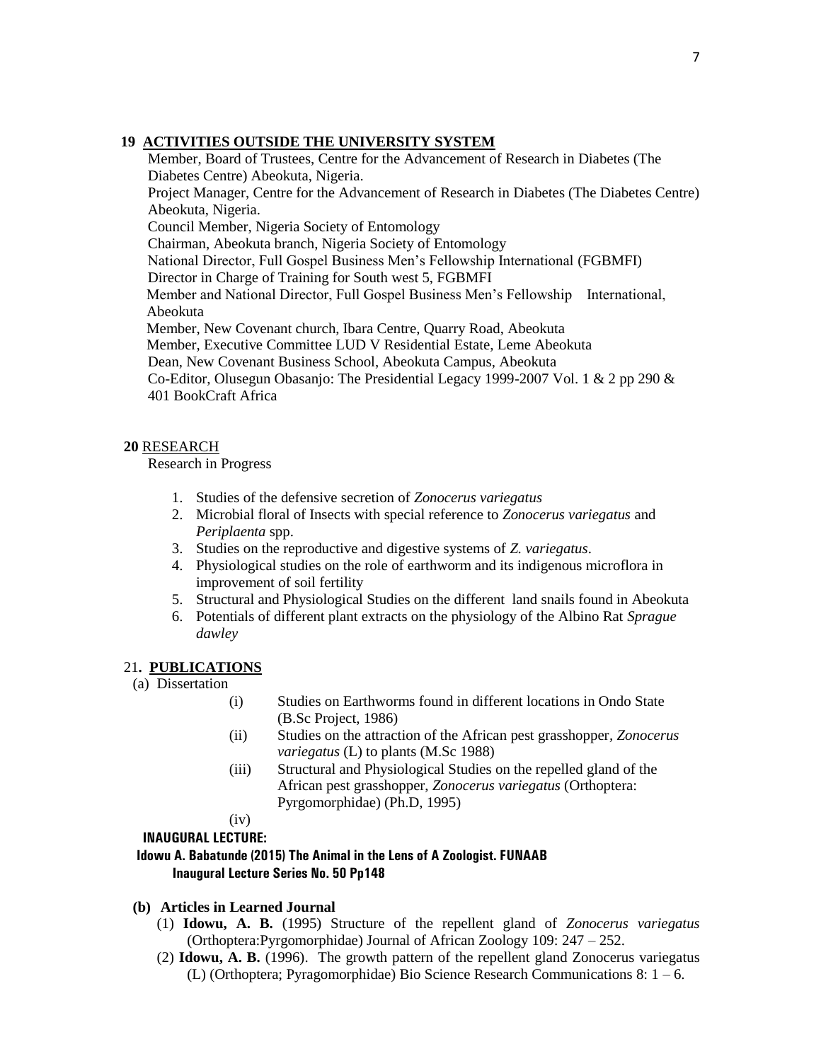## 19 ACTIVITIES OUTSIDE THE UNIVERSITY SYSTEM

Member, Board of Trustees, Centre for the Advancement of Research in Diabetes (The Diabetes Centre) Abeokuta, Nigeria.
Project Manager, Centre for the Advancement of Research in Diabetes (The Diabetes Centre) Abeokuta, Nigeria.
Council Member, Nigeria Society of Entomology
Chairman, Abeokuta branch, Nigeria Society of Entomology
National Director, Full Gospel Business Men's Fellowship International (FGBMFI)
Director in Charge of Training for South west 5, FGBMFI
Member and National Director, Full Gospel Business Men's Fellowship International, Abeokuta
Member, New Covenant church, Ibara Centre, Quarry Road, Abeokuta
Member, Executive Committee LUD V Residential Estate, Leme Abeokuta
Dean, New Covenant Business School, Abeokuta Campus, Abeokuta
Co-Editor, Olusegun Obasanjo: The Presidential Legacy 1999-2007 Vol. 1 & 2 pp 290 & 401 BookCraft Africa

## 20 RESEARCH

Research in Progress

1. Studies of the defensive secretion of *Zonocerus variegatus*
2. Microbial floral of Insects with special reference to *Zonocerus variegatus* and *Periplaenta* spp.
3. Studies on the reproductive and digestive systems of *Z. variegatus*.
4. Physiological studies on the role of earthworm and its indigenous microflora in improvement of soil fertility
5. Structural and Physiological Studies on the different land snails found in Abeokuta
6. Potentials of different plant extracts on the physiology of the Albino Rat *Sprague dawley*

## 21. PUBLICATIONS

(a) Dissertation

(i) Studies on Earthworms found in different locations in Ondo State (B.Sc Project, 1986)

(ii) Studies on the attraction of the African pest grasshopper, *Zonocerus variegatus* (L) to plants (M.Sc 1988)

(iii) Structural and Physiological Studies on the repelled gland of the African pest grasshopper, *Zonocerus variegatus* (Orthoptera: Pyrgomorphidae) (Ph.D, 1995)

(iv)

**INAUGURAL LECTURE:**

**Idowu A. Babatunde (2015) The Animal in the Lens of A Zoologist. FUNAAB Inaugural Lecture Series No. 50 Pp148**

**(b) Articles in Learned Journal**

(1) **Idowu, A. B.** (1995) Structure of the repellent gland of *Zonocerus variegatus* (Orthoptera:Pyrgomorphidae) Journal of African Zoology 109: 247 – 252.

(2) **Idowu, A. B.** (1996). The growth pattern of the repellent gland Zonocerus variegatus (L) (Orthoptera; Pyragomorphidae) Bio Science Research Communications 8: 1 – 6.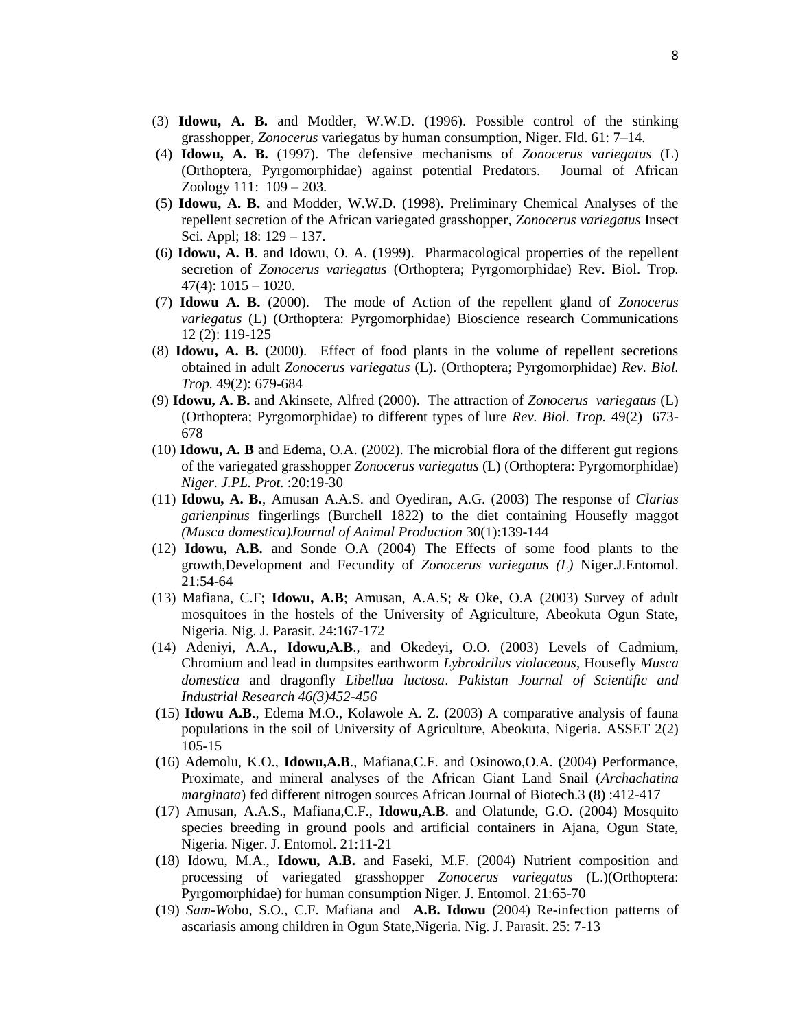(3) **Idowu, A. B.** and Modder, W.W.D. (1996). Possible control of the stinking grasshopper, *Zonocerus* variegatus by human consumption, Niger. Fld. 61: 7–14.

(4) **Idowu, A. B.** (1997). The defensive mechanisms of *Zonocerus variegatus* (L) (Orthoptera, Pyrgomorphidae) against potential Predators. Journal of African Zoology 111: 109 – 203.

(5) **Idowu, A. B.** and Modder, W.W.D. (1998). Preliminary Chemical Analyses of the repellent secretion of the African variegated grasshopper, *Zonocerus variegatus* Insect Sci. Appl; 18: 129 – 137.

(6) **Idowu, A. B**. and Idowu, O. A. (1999). Pharmacological properties of the repellent secretion of *Zonocerus variegatus* (Orthoptera; Pyrgomorphidae) Rev. Biol. Trop. 47(4): 1015 – 1020.

(7) **Idowu A. B.** (2000). The mode of Action of the repellent gland of *Zonocerus variegatus* (L) (Orthoptera: Pyrgomorphidae) Bioscience research Communications 12 (2): 119-125

(8) **Idowu, A. B.** (2000). Effect of food plants in the volume of repellent secretions obtained in adult *Zonocerus variegatus* (L). (Orthoptera; Pyrgomorphidae) *Rev. Biol. Trop.* 49(2): 679-684

(9) **Idowu, A. B.** and Akinsete, Alfred (2000). The attraction of *Zonocerus variegatus* (L) (Orthoptera; Pyrgomorphidae) to different types of lure *Rev. Biol. Trop.* 49(2) 673-678

(10) **Idowu, A. B** and Edema, O.A. (2002). The microbial flora of the different gut regions of the variegated grasshopper *Zonocerus variegatus* (L) (Orthoptera: Pyrgomorphidae) *Niger. J.PL. Prot.* :20:19-30

(11) **Idowu, A. B.**, Amusan A.A.S. and Oyediran, A.G. (2003) The response of *Clarias garienpinus* fingerlings (Burchell 1822) to the diet containing Housefly maggot *(Musca domestica)Journal of Animal Production* 30(1):139-144

(12) **Idowu, A.B.** and Sonde O.A (2004) The Effects of some food plants to the growth,Development and Fecundity of *Zonocerus variegatus (L)* Niger.J.Entomol. 21:54-64

(13) Mafiana, C.F; **Idowu, A.B**; Amusan, A.A.S; & Oke, O.A (2003) Survey of adult mosquitoes in the hostels of the University of Agriculture, Abeokuta Ogun State, Nigeria. Nig. J. Parasit. 24:167-172

(14) Adeniyi, A.A., **Idowu,A.B**., and Okedeyi, O.O. (2003) Levels of Cadmium, Chromium and lead in dumpsites earthworm *Lybrodrilus violaceous*, Housefly *Musca domestica* and dragonfly *Libellua luctosa*. *Pakistan Journal of Scientific and Industrial Research 46(3)452-456*

(15) **Idowu A.B**., Edema M.O., Kolawole A. Z. (2003) A comparative analysis of fauna populations in the soil of University of Agriculture, Abeokuta, Nigeria. ASSET 2(2) 105-15

(16) Ademolu, K.O., **Idowu,A.B**., Mafiana,C.F. and Osinowo,O.A. (2004) Performance, Proximate, and mineral analyses of the African Giant Land Snail (*Archachatina marginata*) fed different nitrogen sources African Journal of Biotech.3 (8) :412-417

(17) Amusan, A.A.S., Mafiana,C.F., **Idowu,A.B**. and Olatunde, G.O. (2004) Mosquito species breeding in ground pools and artificial containers in Ajana, Ogun State, Nigeria. Niger. J. Entomol. 21:11-21

(18) Idowu, M.A., **Idowu, A.B.** and Faseki, M.F. (2004) Nutrient composition and processing of variegated grasshopper *Zonocerus variegatus* (L.)(Orthoptera: Pyrgomorphidae) for human consumption Niger. J. Entomol. 21:65-70

(19) *Sam-W*obo, S.O., C.F. Mafiana and **A.B. Idowu** (2004) Re-infection patterns of ascariasis among children in Ogun State,Nigeria. Nig. J. Parasit. 25: 7-13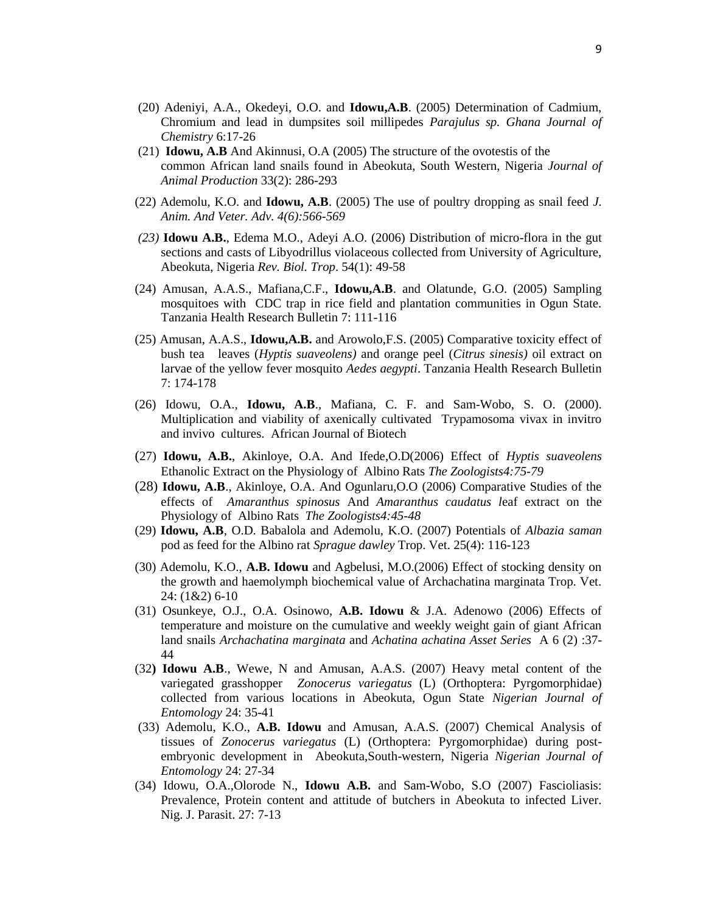(20) Adeniyi, A.A., Okedeyi, O.O. and **Idowu,A.B**. (2005) Determination of Cadmium, Chromium and lead in dumpsites soil millipedes *Parajulus sp. Ghana Journal of Chemistry* 6:17-26

(21) **Idowu, A.B** And Akinnusi, O.A (2005) The structure of the ovotestis of the common African land snails found in Abeokuta, South Western, Nigeria *Journal of Animal Production* 33(2): 286-293

(22) Ademolu, K.O. and **Idowu, A.B**. (2005) The use of poultry dropping as snail feed *J. Anim. And Veter. Adv. 4(6):566-569*

*(23)* **Idowu A.B.**, Edema M.O., Adeyi A.O. (2006) Distribution of micro-flora in the gut sections and casts of Libyodrillus violaceous collected from University of Agriculture, Abeokuta, Nigeria *Rev. Biol. Trop*. 54(1): 49-58

(24) Amusan, A.A.S., Mafiana,C.F., **Idowu,A.B**. and Olatunde, G.O. (2005) Sampling mosquitoes with CDC trap in rice field and plantation communities in Ogun State. Tanzania Health Research Bulletin 7: 111-116

(25) Amusan, A.A.S., **Idowu,A.B.** and Arowolo,F.S. (2005) Comparative toxicity effect of bush tea leaves (*Hyptis suaveolens)* and orange peel (*Citrus sinesis)* oil extract on larvae of the yellow fever mosquito *Aedes aegypti*. Tanzania Health Research Bulletin 7: 174-178

(26) Idowu, O.A., **Idowu, A.B**., Mafiana, C. F. and Sam-Wobo, S. O. (2000). Multiplication and viability of axenically cultivated Trypamosoma vivax in invitro and invivo cultures. African Journal of Biotech

(27) **Idowu, A.B.**, Akinloye, O.A. And Ifede,O.D(2006) Effect of *Hyptis suaveolens* Ethanolic Extract on the Physiology of Albino Rats *The Zoologists4:75-79*

(28) **Idowu, A.B**., Akinloye, O.A. And Ogunlaru,O.O (2006) Comparative Studies of the effects of *Amaranthus spinosus* And *Amaranthus caudatus l*eaf extract on the Physiology of Albino Rats *The Zoologists4:45-48*

(29) **Idowu, A.B**, O.D. Babalola and Ademolu, K.O. (2007) Potentials of *Albazia saman* pod as feed for the Albino rat *Sprague dawley* Trop. Vet. 25(4): 116-123

(30) Ademolu, K.O., **A.B. Idowu** and Agbelusi, M.O.(2006) Effect of stocking density on the growth and haemolymph biochemical value of Archachatina marginata Trop. Vet. 24: (1&2) 6-10

(31) Osunkeye, O.J., O.A. Osinowo, **A.B. Idowu** & J.A. Adenowo (2006) Effects of temperature and moisture on the cumulative and weekly weight gain of giant African land snails *Archachatina marginata* and *Achatina achatina Asset Series* A 6 (2) :37-44

(32**) Idowu A.B**., Wewe, N and Amusan, A.A.S. (2007) Heavy metal content of the variegated grasshopper *Zonocerus variegatus* (L) (Orthoptera: Pyrgomorphidae) collected from various locations in Abeokuta, Ogun State *Nigerian Journal of Entomology* 24: 35-41

(33) Ademolu, K.O., **A.B. Idowu** and Amusan, A.A.S. (2007) Chemical Analysis of tissues of *Zonocerus variegatus* (L) (Orthoptera: Pyrgomorphidae) during post-embryonic development in Abeokuta,South-western, Nigeria *Nigerian Journal of Entomology* 24: 27-34

(34) Idowu, O.A.,Olorode N., **Idowu A.B.** and Sam-Wobo, S.O (2007) Fascioliasis: Prevalence, Protein content and attitude of butchers in Abeokuta to infected Liver. Nig. J. Parasit. 27: 7-13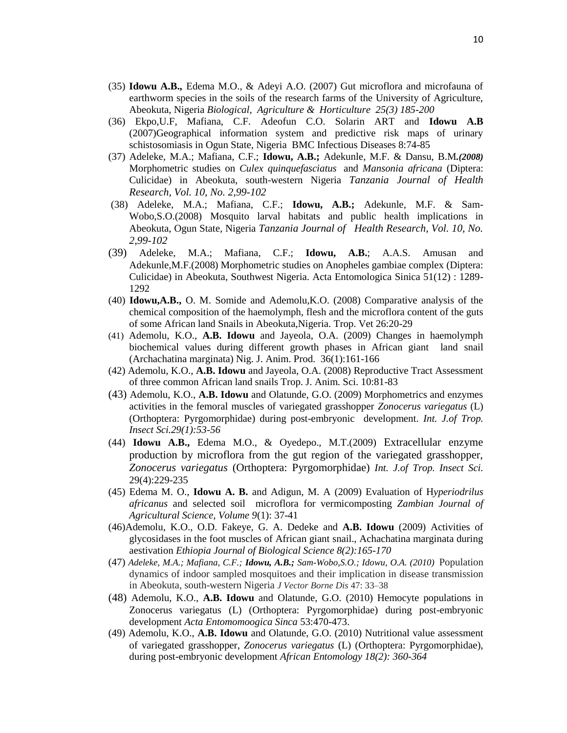(35) **Idowu A.B.,** Edema M.O., & Adeyi A.O. (2007) Gut microflora and microfauna of earthworm species in the soils of the research farms of the University of Agriculture, Abeokuta, Nigeria *Biological, Agriculture & Horticulture 25(3) 185-200*

(36) Ekpo,U.F, Mafiana, C.F. Adeofun C.O. Solarin ART and **Idowu A.B** (2007)Geographical information system and predictive risk maps of urinary schistosomiasis in Ogun State, Nigeria BMC Infectious Diseases 8:74-85

(37) Adeleke, M.A.; Mafiana, C.F.; **Idowu, A.B.;** Adekunle, M.F. & Dansu, B.M*.(2008)* Morphometric studies on *Culex quinquefasciatus* and *Mansonia africana* (Diptera: Culicidae) in Abeokuta, south-western Nigeria *Tanzania Journal of Health Research, Vol. 10, No. 2,99-102*

(38) Adeleke, M.A.; Mafiana, C.F.; **Idowu, A.B.;** Adekunle, M.F. & Sam-Wobo,S.O.(2008) Mosquito larval habitats and public health implications in Abeokuta, Ogun State, Nigeria *Tanzania Journal of Health Research, Vol. 10, No. 2,99-102*

(39) Adeleke, M.A.; Mafiana, C.F.; **Idowu, A.B.**; A.A.S. Amusan and Adekunle,M.F.(2008) Morphometric studies on Anopheles gambiae complex (Diptera: Culicidae) in Abeokuta, Southwest Nigeria. Acta Entomologica Sinica 51(12) : 1289-1292

(40) **Idowu,A.B.,** O. M. Somide and Ademolu,K.O. (2008) Comparative analysis of the chemical composition of the haemolymph, flesh and the microflora content of the guts of some African land Snails in Abeokuta,Nigeria. Trop. Vet 26:20-29

(41) Ademolu, K.O., **A.B. Idowu** and Jayeola, O.A. (2009) Changes in haemolymph biochemical values during different growth phases in African giant land snail (Archachatina marginata) Nig. J. Anim. Prod. 36(1):161-166

(42) Ademolu, K.O., **A.B. Idowu** and Jayeola, O.A. (2008) Reproductive Tract Assessment of three common African land snails Trop. J. Anim. Sci. 10:81-83

(43) Ademolu, K.O., **A.B. Idowu** and Olatunde, G.O. (2009) Morphometrics and enzymes activities in the femoral muscles of variegated grasshopper *Zonocerus variegatus* (L) (Orthoptera: Pyrgomorphidae) during post-embryonic development. *Int. J.of Trop. Insect Sci.29(1):53-56*

(44) **Idowu A.B.,** Edema M.O., & Oyedepo., M.T.(2009) Extracellular enzyme production by microflora from the gut region of the variegated grasshopper, *Zonocerus variegatus* (Orthoptera: Pyrgomorphidae) *Int. J.of Trop. Insect Sci.* 29(4):229-235

(45) Edema M. O., **Idowu A. B.** and Adigun, M. A (2009) Evaluation of H*yperiodrilus africanus* and selected soil microflora for vermicomposting *Zambian Journal of Agricultural Science, Volume 9*(1): 37-41

(46)Ademolu, K.O., O.D. Fakeye, G. A. Dedeke and **A.B. Idowu** (2009) Activities of glycosidases in the foot muscles of African giant snail., Achachatina marginata during aestivation *Ethiopia Journal of Biological Science 8(2):165-170*

(47) *Adeleke, M.A.; Mafiana, C.F.;* ***Idowu, A.B.;*** *Sam-Wobo,S.O.; Idowu, O.A. (2010)* Population dynamics of indoor sampled mosquitoes and their implication in disease transmission in Abeokuta, south-western Nigeria *J Vector Borne Dis* 47: 33–38

(48) Ademolu, K.O., **A.B. Idowu** and Olatunde, G.O. (2010) Hemocyte populations in Zonocerus variegatus (L) (Orthoptera: Pyrgomorphidae) during post-embryonic development *Acta Entomomoogica Sinca* 53:470-473.

(49) Ademolu, K.O., **A.B. Idowu** and Olatunde, G.O. (2010) Nutritional value assessment of variegated grasshopper, *Zonocerus variegatus* (L) (Orthoptera: Pyrgomorphidae), during post-embryonic development *African Entomology 18(2): 360-364*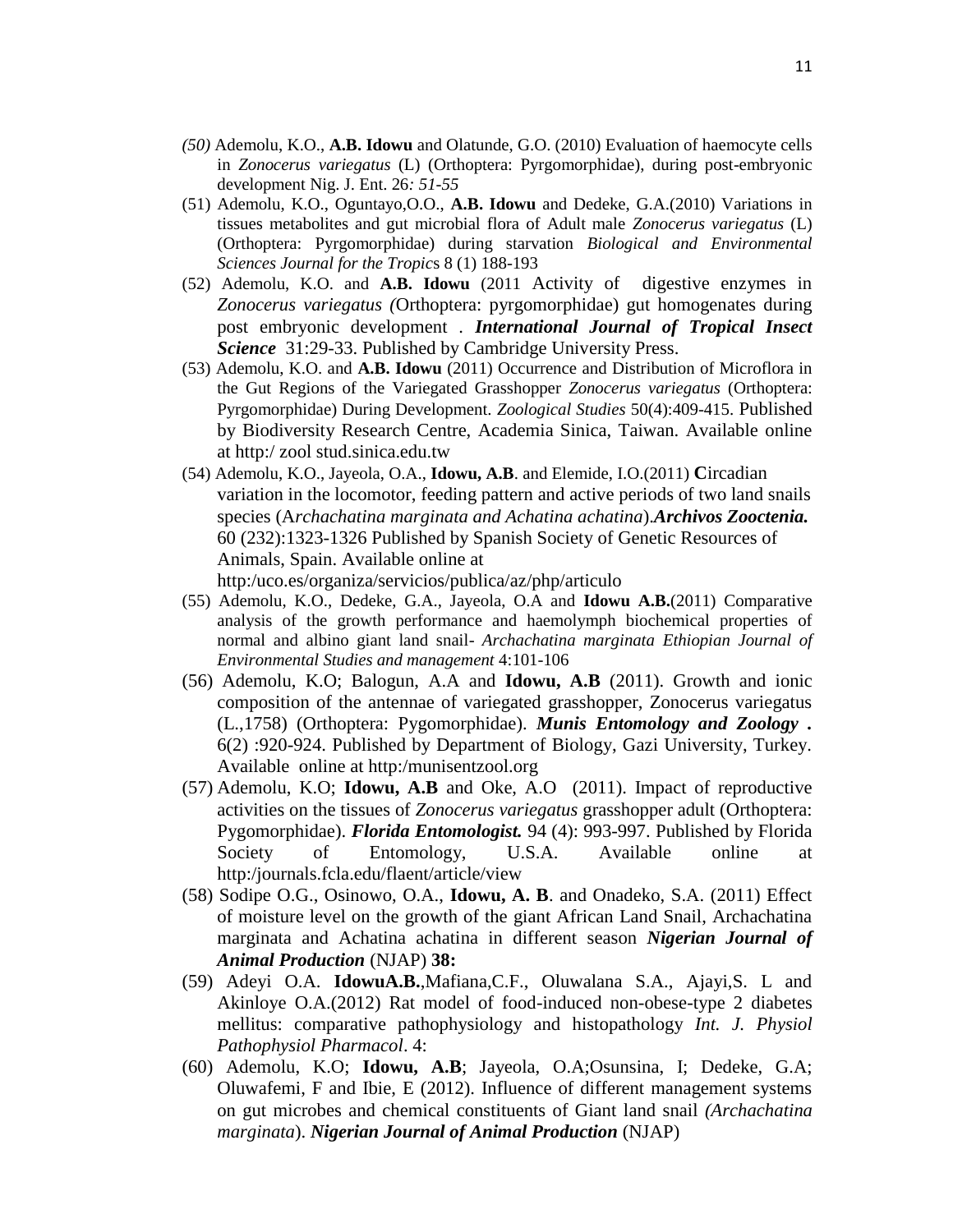*(50)* Ademolu, K.O., **A.B. Idowu** and Olatunde, G.O. (2010) Evaluation of haemocyte cells in *Zonocerus variegatus* (L) (Orthoptera: Pyrgomorphidae), during post-embryonic development Nig. J. Ent. 26*: 51-55*

(51) Ademolu, K.O., Oguntayo,O.O., **A.B. Idowu** and Dedeke, G.A.(2010) Variations in tissues metabolites and gut microbial flora of Adult male *Zonocerus variegatus* (L) (Orthoptera: Pyrgomorphidae) during starvation *Biological and Environmental Sciences Journal for the Tropic*s 8 (1) 188-193

(52) Ademolu, K.O. and **A.B. Idowu** (2011 Activity of digestive enzymes in *Zonocerus variegatus (*Orthoptera: pyrgomorphidae) gut homogenates during post embryonic development . ***International Journal of Tropical Insect Science*** 31:29-33. Published by Cambridge University Press.

(53) Ademolu, K.O. and **A.B. Idowu** (2011) Occurrence and Distribution of Microflora in the Gut Regions of the Variegated Grasshopper *Zonocerus variegatus* (Orthoptera: Pyrgomorphidae) During Development. *Zoological Studies* 50(4):409-415. Published by Biodiversity Research Centre, Academia Sinica, Taiwan. Available online at http:/ zool stud.sinica.edu.tw

(54) Ademolu, K.O., Jayeola, O.A., **Idowu, A.B**. and Elemide, I.O.(2011) **C**ircadian variation in the locomotor, feeding pattern and active periods of two land snails species (A*rchachatina marginata and Achatina achatina*).***Archivos Zooctenia.*** 60 (232):1323-1326 Published by Spanish Society of Genetic Resources of Animals, Spain. Available online at http:/uco.es/organiza/servicios/publica/az/php/articulo

(55) Ademolu, K.O., Dedeke, G.A., Jayeola, O.A and **Idowu A.B.**(2011) Comparative analysis of the growth performance and haemolymph biochemical properties of normal and albino giant land snail- *Archachatina marginata Ethiopian Journal of Environmental Studies and management* 4:101-106

(56) Ademolu, K.O; Balogun, A.A and **Idowu, A.B** (2011). Growth and ionic composition of the antennae of variegated grasshopper, Zonocerus variegatus (L.,1758) (Orthoptera: Pygomorphidae). ***Munis Entomology and Zoology .*** 6(2) :920-924. Published by Department of Biology, Gazi University, Turkey. Available online at http:/munisentzool.org

(57) Ademolu, K.O; **Idowu, A.B** and Oke, A.O (2011). Impact of reproductive activities on the tissues of *Zonocerus variegatus* grasshopper adult (Orthoptera: Pygomorphidae). ***Florida Entomologist.*** 94 (4): 993-997. Published by Florida Society of Entomology, U.S.A. Available online at http:/journals.fcla.edu/flaent/article/view

(58) Sodipe O.G., Osinowo, O.A., **Idowu, A. B**. and Onadeko, S.A. (2011) Effect of moisture level on the growth of the giant African Land Snail, Archachatina marginata and Achatina achatina in different season ***Nigerian Journal of Animal Production*** (NJAP) **38:**

(59) Adeyi O.A. **IdowuA.B.**,Mafiana,C.F., Oluwalana S.A., Ajayi,S. L and Akinloye O.A.(2012) Rat model of food-induced non-obese-type 2 diabetes mellitus: comparative pathophysiology and histopathology *Int. J. Physiol Pathophysiol Pharmacol*. 4:

(60) Ademolu, K.O; **Idowu, A.B**; Jayeola, O.A;Osunsina, I; Dedeke, G.A; Oluwafemi, F and Ibie, E (2012). Influence of different management systems on gut microbes and chemical constituents of Giant land snail *(Archachatina marginata*). ***Nigerian Journal of Animal Production*** (NJAP)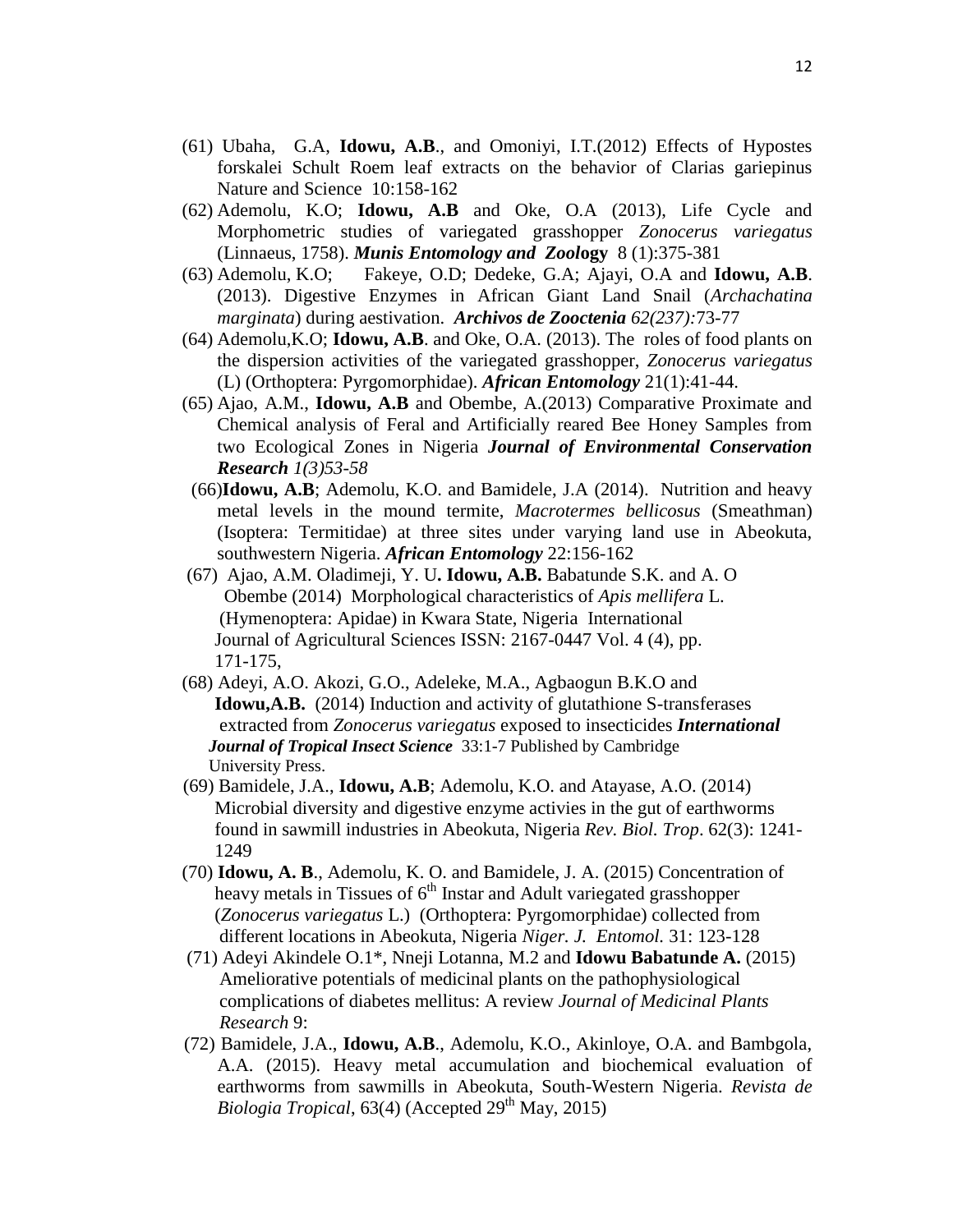(61) Ubaha, G.A, **Idowu, A.B**., and Omoniyi, I.T.(2012) Effects of Hypostes forskalei Schult Roem leaf extracts on the behavior of Clarias gariepinus Nature and Science 10:158-162

(62) Ademolu, K.O; **Idowu, A.B** and Oke, O.A (2013), Life Cycle and Morphometric studies of variegated grasshopper *Zonocerus variegatus* (Linnaeus, 1758). ***Munis Entomology and Zoolo*gy** 8 (1):375-381

(63) Ademolu, K.O; Fakeye, O.D; Dedeke, G.A; Ajayi, O.A and **Idowu, A.B**. (2013). Digestive Enzymes in African Giant Land Snail (*Archachatina marginata*) during aestivation. ***Archivos de Zooctenia** 62(237):*73-77

(64) Ademolu,K.O; **Idowu, A.B**. and Oke, O.A. (2013). The roles of food plants on the dispersion activities of the variegated grasshopper, *Zonocerus variegatus* (L) (Orthoptera: Pyrgomorphidae). ***African Entomology*** 21(1):41-44.

(65) Ajao, A.M., **Idowu, A.B** and Obembe, A.(2013) Comparative Proximate and Chemical analysis of Feral and Artificially reared Bee Honey Samples from two Ecological Zones in Nigeria ***Journal of Environmental Conservation Research** 1(3)53-58*

(66)**Idowu, A.B**; Ademolu, K.O. and Bamidele, J.A (2014). Nutrition and heavy metal levels in the mound termite, *Macrotermes bellicosus* (Smeathman) (Isoptera: Termitidae) at three sites under varying land use in Abeokuta, southwestern Nigeria. ***African Entomology*** 22:156-162

(67) Ajao, A.M. Oladimeji, Y. U**. Idowu, A.B.** Babatunde S.K. and A. O Obembe (2014) Morphological characteristics of *Apis mellifera* L. (Hymenoptera: Apidae) in Kwara State, Nigeria International Journal of Agricultural Sciences ISSN: 2167-0447 Vol. 4 (4), pp. 171-175,

(68) Adeyi, A.O. Akozi, G.O., Adeleke, M.A., Agbaogun B.K.O and **Idowu,A.B.** (2014) Induction and activity of glutathione S-transferases extracted from *Zonocerus variegatus* exposed to insecticides ***International Journal of Tropical Insect Science*** 33:1-7 Published by Cambridge University Press.

(69) Bamidele, J.A., **Idowu, A.B**; Ademolu, K.O. and Atayase, A.O. (2014) Microbial diversity and digestive enzyme activies in the gut of earthworms found in sawmill industries in Abeokuta, Nigeria *Rev. Biol. Trop*. 62(3): 1241-1249

(70) **Idowu, A. B**., Ademolu, K. O. and Bamidele, J. A. (2015) Concentration of heavy metals in Tissues of 6th Instar and Adult variegated grasshopper (*Zonocerus variegatus* L.) (Orthoptera: Pyrgomorphidae) collected from different locations in Abeokuta, Nigeria *Niger. J. Entomol.* 31: 123-128

(71) Adeyi Akindele O.1*, Nneji Lotanna, M.2 and **Idowu Babatunde A.** (2015) Ameliorative potentials of medicinal plants on the pathophysiological complications of diabetes mellitus: A review *Journal of Medicinal Plants Research* 9:

(72) Bamidele, J.A., **Idowu, A.B**., Ademolu, K.O., Akinloye, O.A. and Bambgola, A.A. (2015). Heavy metal accumulation and biochemical evaluation of earthworms from sawmills in Abeokuta, South-Western Nigeria. *Revista de Biologia Tropical*, 63(4) (Accepted 29th May, 2015)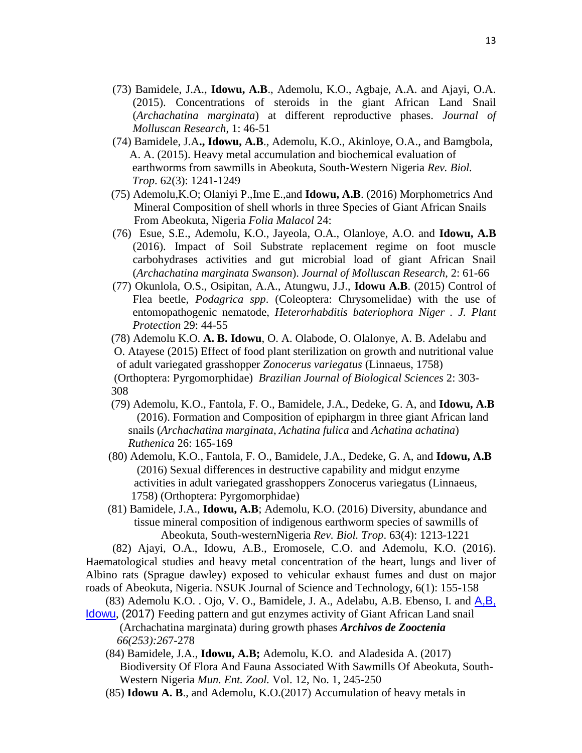(73) Bamidele, J.A., **Idowu, A.B**., Ademolu, K.O., Agbaje, A.A. and Ajayi, O.A. (2015). Concentrations of steroids in the giant African Land Snail (*Archachatina marginata*) at different reproductive phases. *Journal of Molluscan Research*, 1: 46-51

(74) Bamidele, J.A**., Idowu, A.B**., Ademolu, K.O., Akinloye, O.A., and Bamgbola, A. A. (2015). Heavy metal accumulation and biochemical evaluation of earthworms from sawmills in Abeokuta, South-Western Nigeria *Rev. Biol. Trop*. 62(3): 1241-1249

(75) Ademolu,K.O; Olaniyi P.,Ime E.,and **Idowu, A.B**. (2016) Morphometrics And Mineral Composition of shell whorls in three Species of Giant African Snails From Abeokuta, Nigeria *Folia Malacol* 24:

(76) Esue, S.E., Ademolu, K.O., Jayeola, O.A., Olanloye, A.O. and **Idowu, A.B** (2016). Impact of Soil Substrate replacement regime on foot muscle carbohydrases activities and gut microbial load of giant African Snail (*Archachatina marginata Swanson*). *Journal of Molluscan Research,* 2: 61-66

(77) Okunlola, O.S., Osipitan, A.A., Atungwu, J.J., **Idowu A.B**. (2015) Control of Flea beetle, *Podagrica spp*. (Coleoptera: Chrysomelidae) with the use of entomopathogenic nematode, *Heterorhabditis bateriophora Niger . J. Plant Protection* 29: 44-55

(78) Ademolu K.O. **A. B. Idowu**, O. A. Olabode, O. Olalonye, A. B. Adelabu and O. Atayese (2015) Effect of food plant sterilization on growth and nutritional value of adult variegated grasshopper *Zonocerus variegatus* (Linnaeus, 1758) (Orthoptera: Pyrgomorphidae) *Brazilian Journal of Biological Sciences* 2: 303-308

(79) Ademolu, K.O., Fantola, F. O., Bamidele, J.A., Dedeke, G. A, and **Idowu, A.B** (2016). Formation and Composition of epiphargm in three giant African land snails (*Archachatina marginata*, *Achatina fulica* and *Achatina achatina*) *Ruthenica* 26: 165-169

(80) Ademolu, K.O., Fantola, F. O., Bamidele, J.A., Dedeke, G. A, and **Idowu, A.B** (2016) Sexual differences in destructive capability and midgut enzyme activities in adult variegated grasshoppers Zonocerus variegatus (Linnaeus, 1758) (Orthoptera: Pyrgomorphidae)

(81) Bamidele, J.A., **Idowu, A.B**; Ademolu, K.O. (2016) Diversity, abundance and tissue mineral composition of indigenous earthworm species of sawmills of Abeokuta, South-westernNigeria *Rev. Biol. Trop*. 63(4): 1213-1221

(82) Ajayi, O.A., Idowu, A.B., Eromosele, C.O. and Ademolu, K.O. (2016). Haematological studies and heavy metal concentration of the heart, lungs and liver of Albino rats (Sprague dawley) exposed to vehicular exhaust fumes and dust on major roads of Abeokuta, Nigeria. NSUK Journal of Science and Technology, 6(1): 155-158

(83) Ademolu K.O. . Ojo, V. O., Bamidele, J. A., Adelabu, A.B. Ebenso, I. and A,B, Idowu, (2017) Feeding pattern and gut enzymes activity of Giant African Land snail (Archachatina marginata) during growth phases ***Archivos de Zooctenia*** *66(253):26*7-278

(84) Bamidele, J.A., **Idowu, A.B;** Ademolu, K.O. and Aladesida A. (2017) Biodiversity Of Flora And Fauna Associated With Sawmills Of Abeokuta, South-Western Nigeria *Mun. Ent. Zool.* Vol. 12, No. 1, 245-250

(85) **Idowu A. B**., and Ademolu, K.O.(2017) Accumulation of heavy metals in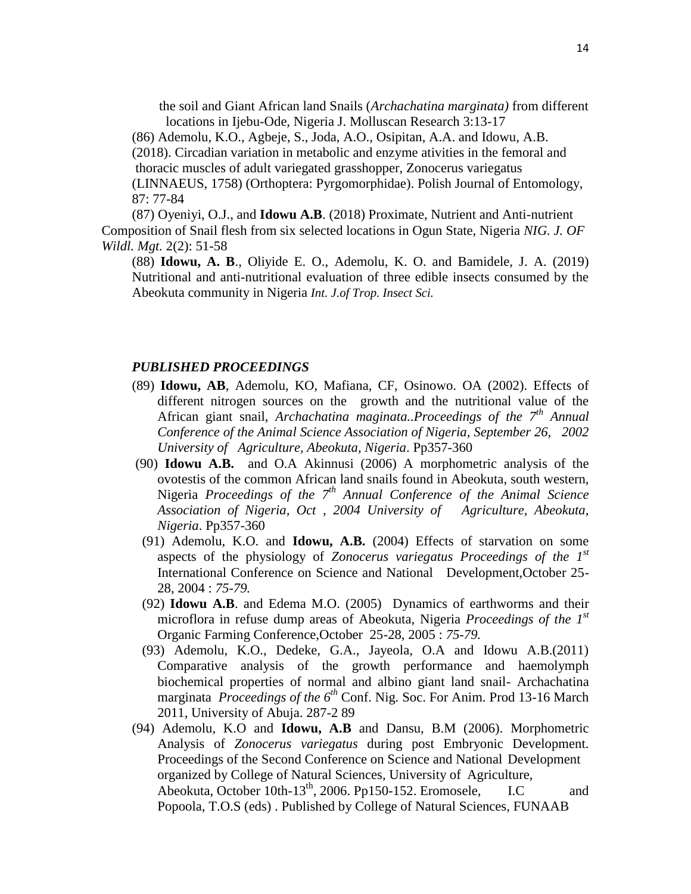the soil and Giant African land Snails (*Archachatina marginata)* from different locations in Ijebu-Ode, Nigeria J. Molluscan Research 3:13-17

(86) Ademolu, K.O., Agbeje, S., Joda, A.O., Osipitan, A.A. and Idowu, A.B. (2018). Circadian variation in metabolic and enzyme ativities in the femoral and thoracic muscles of adult variegated grasshopper, Zonocerus variegatus (LINNAEUS, 1758) (Orthoptera: Pyrgomorphidae). Polish Journal of Entomology, 87: 77-84

(87) Oyeniyi, O.J., and **Idowu A.B**. (2018) Proximate, Nutrient and Anti-nutrient Composition of Snail flesh from six selected locations in Ogun State, Nigeria *NIG. J. OF Wildl. Mgt.* 2(2): 51-58

(88) **Idowu, A. B**., Oliyide E. O., Ademolu, K. O. and Bamidele, J. A. (2019) Nutritional and anti-nutritional evaluation of three edible insects consumed by the Abeokuta community in Nigeria *Int. J.of Trop. Insect Sci.*

***PUBLISHED PROCEEDINGS***

(89) **Idowu, AB**, Ademolu, KO, Mafiana, CF, Osinowo. OA (2002). Effects of different nitrogen sources on the growth and the nutritional value of the African giant snail, *Archachatina maginata..Proceedings of the 7th Annual Conference of the Animal Science Association of Nigeria, September 26, 2002 University of Agriculture, Abeokuta, Nigeria*. Pp357-360

(90) **Idowu A.B.** and O.A Akinnusi (2006) A morphometric analysis of the ovotestis of the common African land snails found in Abeokuta, south western, Nigeria *Proceedings of the 7th Annual Conference of the Animal Science Association of Nigeria, Oct , 2004 University of Agriculture, Abeokuta, Nigeria*. Pp357-360

(91) Ademolu, K.O. and **Idowu, A.B.** (2004) Effects of starvation on some aspects of the physiology of *Zonocerus variegatus Proceedings of the 1st* International Conference on Science and National Development,October 25-28, 2004 : *75-79.*

(92) **Idowu A.B**. and Edema M.O. (2005) Dynamics of earthworms and their microflora in refuse dump areas of Abeokuta, Nigeria *Proceedings of the 1st* Organic Farming Conference,October 25-28, 2005 : *75-79.*

(93) Ademolu, K.O., Dedeke, G.A., Jayeola, O.A and Idowu A.B.(2011) Comparative analysis of the growth performance and haemolymph biochemical properties of normal and albino giant land snail- Archachatina marginata *Proceedings of the 6th* Conf. Nig. Soc. For Anim. Prod 13-16 March 2011, University of Abuja. 287-2 89

(94) Ademolu, K.O and **Idowu, A.B** and Dansu, B.M (2006). Morphometric Analysis of *Zonocerus variegatus* during post Embryonic Development. Proceedings of the Second Conference on Science and National Development organized by College of Natural Sciences, University of Agriculture, Abeokuta, October 10th-13th, 2006. Pp150-152. Eromosele, I.C and Popoola, T.O.S (eds) . Published by College of Natural Sciences, FUNAAB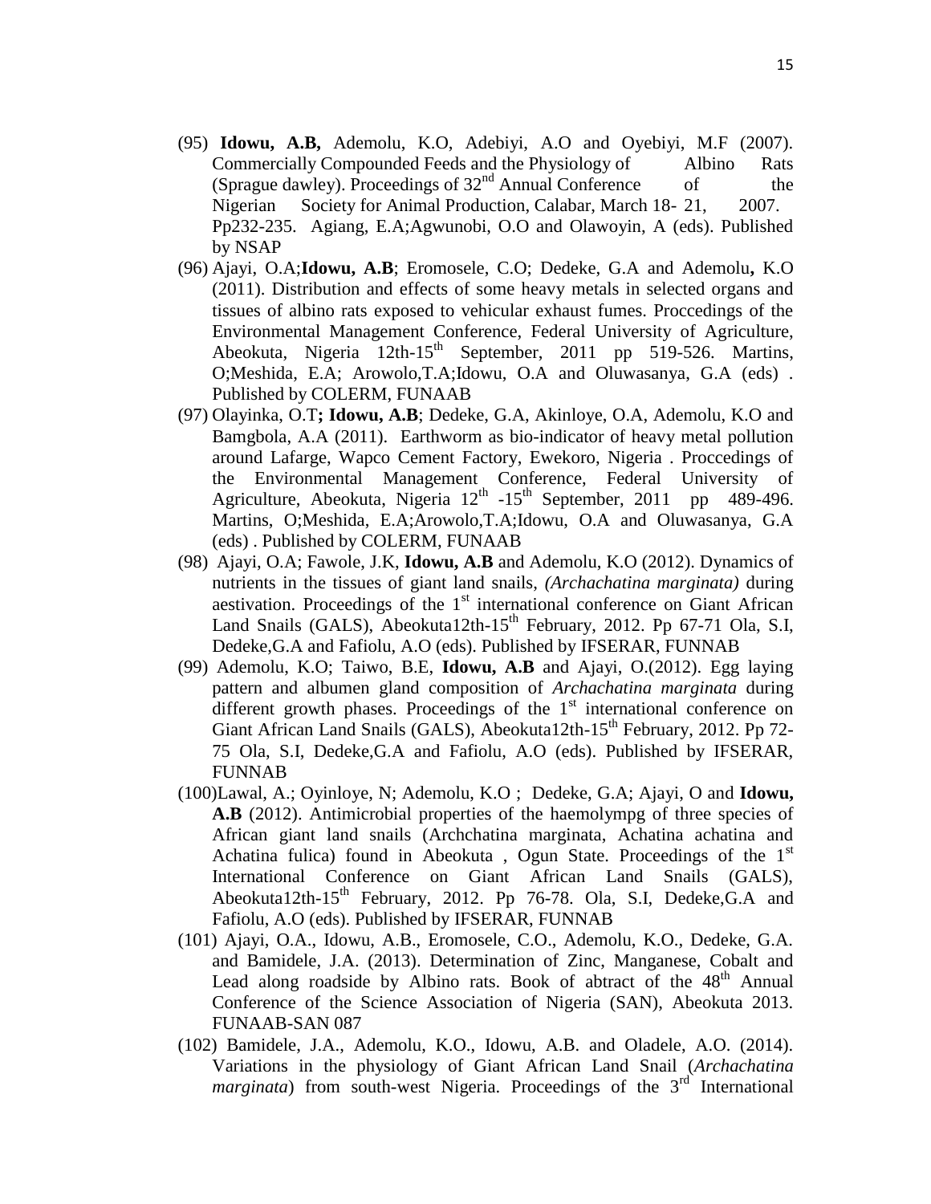(95) **Idowu, A.B,** Ademolu, K.O, Adebiyi, A.O and Oyebiyi, M.F (2007). Commercially Compounded Feeds and the Physiology of Albino Rats (Sprague dawley). Proceedings of 32nd Annual Conference of the Nigerian Society for Animal Production, Calabar, March 18- 21, 2007. Pp232-235. Agiang, E.A;Agwunobi, O.O and Olawoyin, A (eds). Published by NSAP

(96) Ajayi, O.A;**Idowu, A.B**; Eromosele, C.O; Dedeke, G.A and Ademolu**,** K.O (2011). Distribution and effects of some heavy metals in selected organs and tissues of albino rats exposed to vehicular exhaust fumes. Proccedings of the Environmental Management Conference, Federal University of Agriculture, Abeokuta, Nigeria 12th-15th September, 2011 pp 519-526. Martins, O;Meshida, E.A; Arowolo,T.A;Idowu, O.A and Oluwasanya, G.A (eds) . Published by COLERM, FUNAAB

(97) Olayinka, O.T**; Idowu, A.B**; Dedeke, G.A, Akinloye, O.A, Ademolu, K.O and Bamgbola, A.A (2011). Earthworm as bio-indicator of heavy metal pollution around Lafarge, Wapco Cement Factory, Ewekoro, Nigeria . Proccedings of the Environmental Management Conference, Federal University of Agriculture, Abeokuta, Nigeria 12th -15th September, 2011 pp 489-496. Martins, O;Meshida, E.A;Arowolo,T.A;Idowu, O.A and Oluwasanya, G.A (eds) . Published by COLERM, FUNAAB

(98) Ajayi, O.A; Fawole, J.K, **Idowu, A.B** and Ademolu, K.O (2012). Dynamics of nutrients in the tissues of giant land snails, *(Archachatina marginata)* during aestivation. Proceedings of the 1st international conference on Giant African Land Snails (GALS), Abeokuta12th-15th February, 2012. Pp 67-71 Ola, S.I, Dedeke,G.A and Fafiolu, A.O (eds). Published by IFSERAR, FUNNAB

(99) Ademolu, K.O; Taiwo, B.E, **Idowu, A.B** and Ajayi, O.(2012). Egg laying pattern and albumen gland composition of *Archachatina marginata* during different growth phases. Proceedings of the 1st international conference on Giant African Land Snails (GALS), Abeokuta12th-15th February, 2012. Pp 72-75 Ola, S.I, Dedeke,G.A and Fafiolu, A.O (eds). Published by IFSERAR, FUNNAB

(100)Lawal, A.; Oyinloye, N; Ademolu, K.O ; Dedeke, G.A; Ajayi, O and **Idowu, A.B** (2012). Antimicrobial properties of the haemolympg of three species of African giant land snails (Archchatina marginata, Achatina achatina and Achatina fulica) found in Abeokuta , Ogun State. Proceedings of the 1st International Conference on Giant African Land Snails (GALS), Abeokuta12th-15th February, 2012. Pp 76-78. Ola, S.I, Dedeke,G.A and Fafiolu, A.O (eds). Published by IFSERAR, FUNNAB

(101) Ajayi, O.A., Idowu, A.B., Eromosele, C.O., Ademolu, K.O., Dedeke, G.A. and Bamidele, J.A. (2013). Determination of Zinc, Manganese, Cobalt and Lead along roadside by Albino rats. Book of abtract of the 48th Annual Conference of the Science Association of Nigeria (SAN), Abeokuta 2013. FUNAAB-SAN 087

(102) Bamidele, J.A., Ademolu, K.O., Idowu, A.B. and Oladele, A.O. (2014). Variations in the physiology of Giant African Land Snail (*Archachatina marginata*) from south-west Nigeria. Proceedings of the 3rd International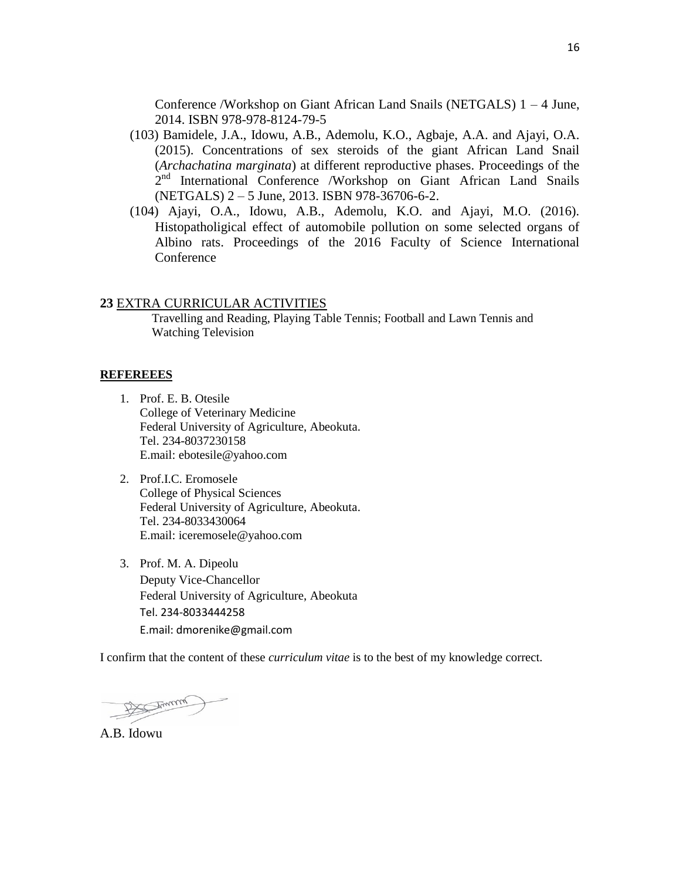Conference /Workshop on Giant African Land Snails (NETGALS) 1 – 4 June, 2014. ISBN 978-978-8124-79-5

(103) Bamidele, J.A., Idowu, A.B., Ademolu, K.O., Agbaje, A.A. and Ajayi, O.A. (2015). Concentrations of sex steroids of the giant African Land Snail (*Archachatina marginata*) at different reproductive phases. Proceedings of the 2nd International Conference /Workshop on Giant African Land Snails (NETGALS) 2 – 5 June, 2013. ISBN 978-36706-6-2.

(104) Ajayi, O.A., Idowu, A.B., Ademolu, K.O. and Ajayi, M.O. (2016). Histopatholigical effect of automobile pollution on some selected organs of Albino rats. Proceedings of the 2016 Faculty of Science International Conference

**23** EXTRA CURRICULAR ACTIVITIES

Travelling and Reading, Playing Table Tennis; Football and Lawn Tennis and Watching Television

**REFEREEES**

1. Prof. E. B. Otesile
   College of Veterinary Medicine
   Federal University of Agriculture, Abeokuta.
   Tel. 234-8037230158
   E.mail: ebotesile@yahoo.com

2. Prof.I.C. Eromosele
   College of Physical Sciences
   Federal University of Agriculture, Abeokuta.
   Tel. 234-8033430064
   E.mail: iceremosele@yahoo.com

3. Prof. M. A. Dipeolu
   Deputy Vice-Chancellor
   Federal University of Agriculture, Abeokuta
   Tel. 234-8033444258
   E.mail: dmorenike@gmail.com

I confirm that the content of these *curriculum vitae* is to the best of my knowledge correct.

A.B. Idowu